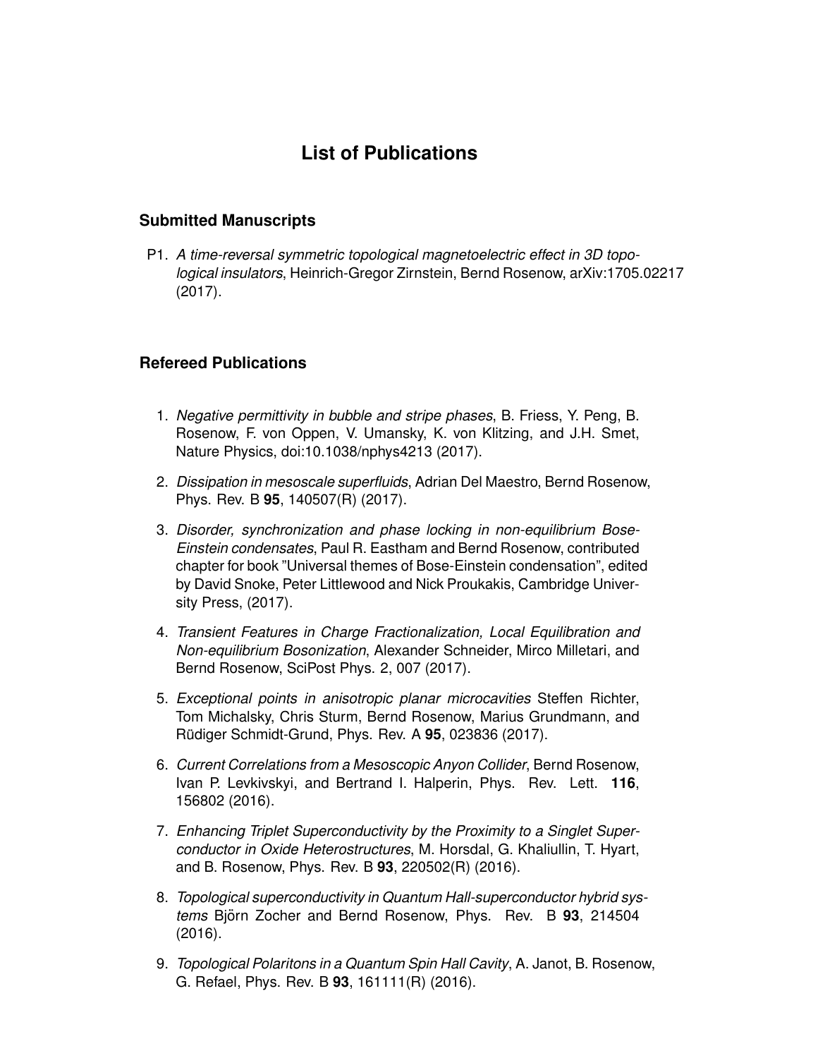# List of Publications

## Submitted Manuscripts

P1. *A time-reversal symmetric topological magnetoelectric effect in 3D topological insulators*, Heinrich-Gregor Zirnstein, Bernd Rosenow, arXiv:1705.02217 (2017).

## Refereed Publications

1. *Negative permittivity in bubble and stripe phases*, B. Friess, Y. Peng, B. Rosenow, F. von Oppen, V. Umansky, K. von Klitzing, and J.H. Smet, Nature Physics, doi:10.1038/nphys4213 (2017).

2. *Dissipation in mesoscale superfluids*, Adrian Del Maestro, Bernd Rosenow, Phys. Rev. B **95**, 140507(R) (2017).

3. *Disorder, synchronization and phase locking in non-equilibrium Bose-Einstein condensates*, Paul R. Eastham and Bernd Rosenow, contributed chapter for book "Universal themes of Bose-Einstein condensation", edited by David Snoke, Peter Littlewood and Nick Proukakis, Cambridge University Press, (2017).

4. *Transient Features in Charge Fractionalization, Local Equilibration and Non-equilibrium Bosonization*, Alexander Schneider, Mirco Milletari, and Bernd Rosenow, SciPost Phys. 2, 007 (2017).

5. *Exceptional points in anisotropic planar microcavities* Steffen Richter, Tom Michalsky, Chris Sturm, Bernd Rosenow, Marius Grundmann, and Rüdiger Schmidt-Grund, Phys. Rev. A **95**, 023836 (2017).

6. *Current Correlations from a Mesoscopic Anyon Collider*, Bernd Rosenow, Ivan P. Levkivskyi, and Bertrand I. Halperin, Phys. Rev. Lett. **116**, 156802 (2016).

7. *Enhancing Triplet Superconductivity by the Proximity to a Singlet Superconductor in Oxide Heterostructures*, M. Horsdal, G. Khaliullin, T. Hyart, and B. Rosenow, Phys. Rev. B **93**, 220502(R) (2016).

8. *Topological superconductivity in Quantum Hall-superconductor hybrid systems* Björn Zocher and Bernd Rosenow, Phys. Rev. B **93**, 214504 (2016).

9. *Topological Polaritons in a Quantum Spin Hall Cavity*, A. Janot, B. Rosenow, G. Refael, Phys. Rev. B **93**, 161111(R) (2016).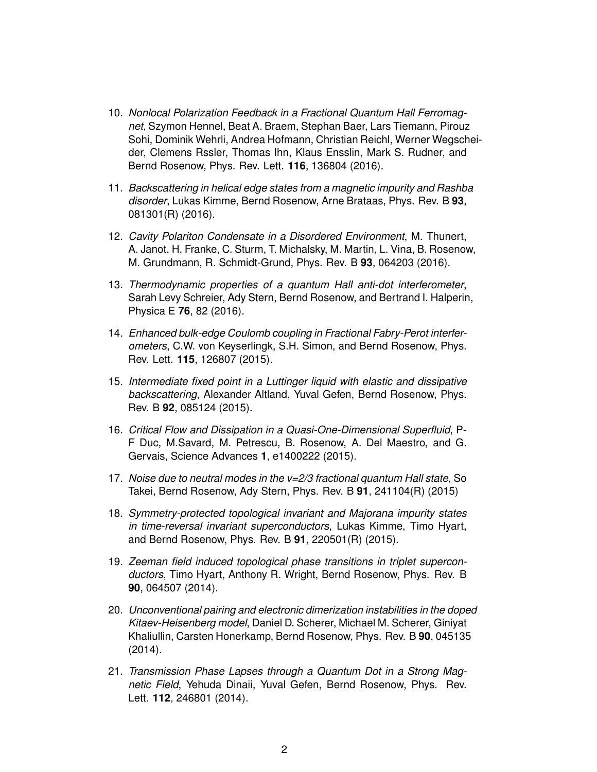10. *Nonlocal Polarization Feedback in a Fractional Quantum Hall Ferromagnet*, Szymon Hennel, Beat A. Braem, Stephan Baer, Lars Tiemann, Pirouz Sohi, Dominik Wehrli, Andrea Hofmann, Christian Reichl, Werner Wegscheider, Clemens Rssler, Thomas Ihn, Klaus Ensslin, Mark S. Rudner, and Bernd Rosenow, Phys. Rev. Lett. **116**, 136804 (2016).

11. *Backscattering in helical edge states from a magnetic impurity and Rashba disorder*, Lukas Kimme, Bernd Rosenow, Arne Brataas, Phys. Rev. B **93**, 081301(R) (2016).

12. *Cavity Polariton Condensate in a Disordered Environment*, M. Thunert, A. Janot, H. Franke, C. Sturm, T. Michalsky, M. Martin, L. Vina, B. Rosenow, M. Grundmann, R. Schmidt-Grund, Phys. Rev. B **93**, 064203 (2016).

13. *Thermodynamic properties of a quantum Hall anti-dot interferometer*, Sarah Levy Schreier, Ady Stern, Bernd Rosenow, and Bertrand I. Halperin, Physica E **76**, 82 (2016).

14. *Enhanced bulk-edge Coulomb coupling in Fractional Fabry-Perot interferometers*, C.W. von Keyserlingk, S.H. Simon, and Bernd Rosenow, Phys. Rev. Lett. **115**, 126807 (2015).

15. *Intermediate fixed point in a Luttinger liquid with elastic and dissipative backscattering*, Alexander Altland, Yuval Gefen, Bernd Rosenow, Phys. Rev. B **92**, 085124 (2015).

16. *Critical Flow and Dissipation in a Quasi-One-Dimensional Superfluid*, P-F Duc, M.Savard, M. Petrescu, B. Rosenow, A. Del Maestro, and G. Gervais, Science Advances **1**, e1400222 (2015).

17. *Noise due to neutral modes in the ν=2/3 fractional quantum Hall state*, So Takei, Bernd Rosenow, Ady Stern, Phys. Rev. B **91**, 241104(R) (2015)

18. *Symmetry-protected topological invariant and Majorana impurity states in time-reversal invariant superconductors*, Lukas Kimme, Timo Hyart, and Bernd Rosenow, Phys. Rev. B **91**, 220501(R) (2015).

19. *Zeeman field induced topological phase transitions in triplet superconductors*, Timo Hyart, Anthony R. Wright, Bernd Rosenow, Phys. Rev. B **90**, 064507 (2014).

20. *Unconventional pairing and electronic dimerization instabilities in the doped Kitaev-Heisenberg model*, Daniel D. Scherer, Michael M. Scherer, Giniyat Khaliullin, Carsten Honerkamp, Bernd Rosenow, Phys. Rev. B **90**, 045135 (2014).

21. *Transmission Phase Lapses through a Quantum Dot in a Strong Magnetic Field*, Yehuda Dinaii, Yuval Gefen, Bernd Rosenow, Phys. Rev. Lett. **112**, 246801 (2014).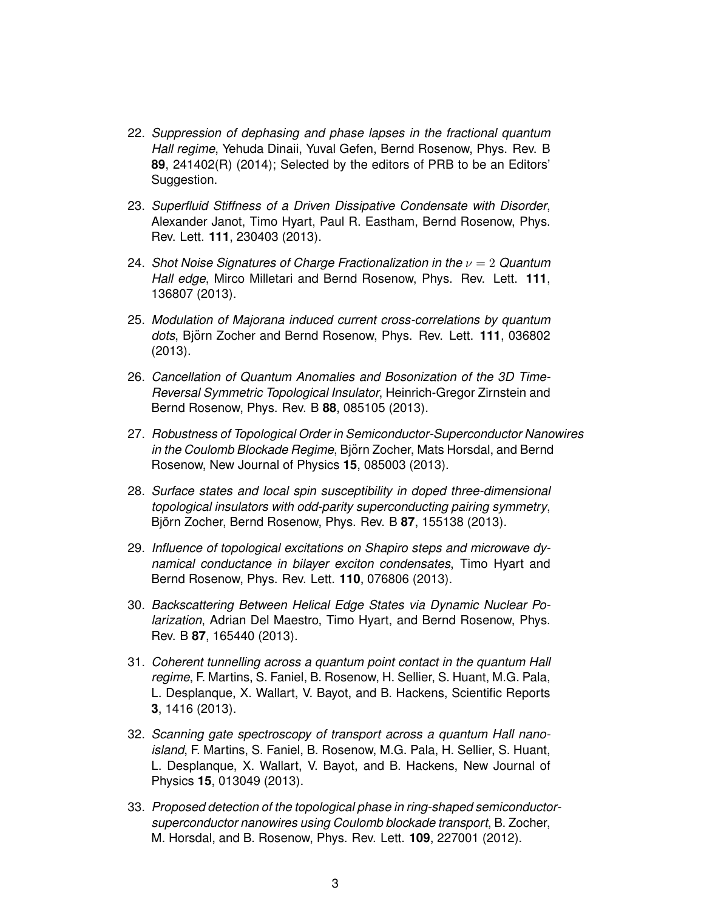22. *Suppression of dephasing and phase lapses in the fractional quantum Hall regime*, Yehuda Dinaii, Yuval Gefen, Bernd Rosenow, Phys. Rev. B **89**, 241402(R) (2014); Selected by the editors of PRB to be an Editors' Suggestion.

23. *Superfluid Stiffness of a Driven Dissipative Condensate with Disorder*, Alexander Janot, Timo Hyart, Paul R. Eastham, Bernd Rosenow, Phys. Rev. Lett. **111**, 230403 (2013).

24. *Shot Noise Signatures of Charge Fractionalization in the $\nu = 2$ Quantum Hall edge*, Mirco Milletari and Bernd Rosenow, Phys. Rev. Lett. **111**, 136807 (2013).

25. *Modulation of Majorana induced current cross-correlations by quantum dots*, Björn Zocher and Bernd Rosenow, Phys. Rev. Lett. **111**, 036802 (2013).

26. *Cancellation of Quantum Anomalies and Bosonization of the 3D Time-Reversal Symmetric Topological Insulator*, Heinrich-Gregor Zirnstein and Bernd Rosenow, Phys. Rev. B **88**, 085105 (2013).

27. *Robustness of Topological Order in Semiconductor-Superconductor Nanowires in the Coulomb Blockade Regime*, Björn Zocher, Mats Horsdal, and Bernd Rosenow, New Journal of Physics **15**, 085003 (2013).

28. *Surface states and local spin susceptibility in doped three-dimensional topological insulators with odd-parity superconducting pairing symmetry*, Björn Zocher, Bernd Rosenow, Phys. Rev. B **87**, 155138 (2013).

29. *Influence of topological excitations on Shapiro steps and microwave dynamical conductance in bilayer exciton condensates*, Timo Hyart and Bernd Rosenow, Phys. Rev. Lett. **110**, 076806 (2013).

30. *Backscattering Between Helical Edge States via Dynamic Nuclear Polarization*, Adrian Del Maestro, Timo Hyart, and Bernd Rosenow, Phys. Rev. B **87**, 165440 (2013).

31. *Coherent tunnelling across a quantum point contact in the quantum Hall regime*, F. Martins, S. Faniel, B. Rosenow, H. Sellier, S. Huant, M.G. Pala, L. Desplanque, X. Wallart, V. Bayot, and B. Hackens, Scientific Reports **3**, 1416 (2013).

32. *Scanning gate spectroscopy of transport across a quantum Hall nano-island*, F. Martins, S. Faniel, B. Rosenow, M.G. Pala, H. Sellier, S. Huant, L. Desplanque, X. Wallart, V. Bayot, and B. Hackens, New Journal of Physics **15**, 013049 (2013).

33. *Proposed detection of the topological phase in ring-shaped semiconductor-superconductor nanowires using Coulomb blockade transport*, B. Zocher, M. Horsdal, and B. Rosenow, Phys. Rev. Lett. **109**, 227001 (2012).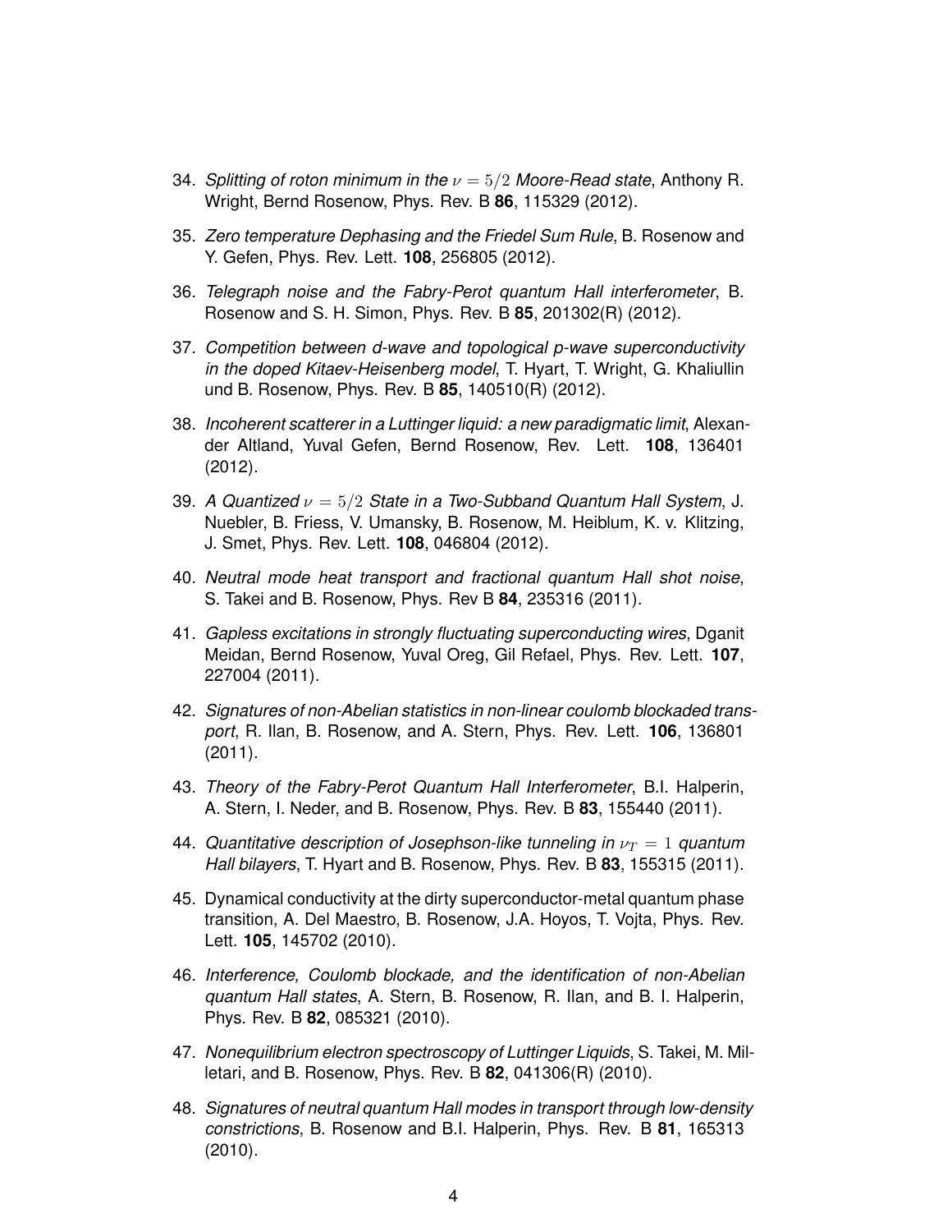34. *Splitting of roton minimum in the $\nu = 5/2$ Moore-Read state*, Anthony R. Wright, Bernd Rosenow, Phys. Rev. B **86**, 115329 (2012).

35. *Zero temperature Dephasing and the Friedel Sum Rule*, B. Rosenow and Y. Gefen, Phys. Rev. Lett. **108**, 256805 (2012).

36. *Telegraph noise and the Fabry-Perot quantum Hall interferometer*, B. Rosenow and S. H. Simon, Phys. Rev. B **85**, 201302(R) (2012).

37. *Competition between d-wave and topological p-wave superconductivity in the doped Kitaev-Heisenberg model*, T. Hyart, T. Wright, G. Khaliullin und B. Rosenow, Phys. Rev. B **85**, 140510(R) (2012).

38. *Incoherent scatterer in a Luttinger liquid: a new paradigmatic limit*, Alexander Altland, Yuval Gefen, Bernd Rosenow, Rev. Lett. **108**, 136401 (2012).

39. *A Quantized $\nu = 5/2$ State in a Two-Subband Quantum Hall System*, J. Nuebler, B. Friess, V. Umansky, B. Rosenow, M. Heiblum, K. v. Klitzing, J. Smet, Phys. Rev. Lett. **108**, 046804 (2012).

40. *Neutral mode heat transport and fractional quantum Hall shot noise*, S. Takei and B. Rosenow, Phys. Rev B **84**, 235316 (2011).

41. *Gapless excitations in strongly fluctuating superconducting wires*, Dganit Meidan, Bernd Rosenow, Yuval Oreg, Gil Refael, Phys. Rev. Lett. **107**, 227004 (2011).

42. *Signatures of non-Abelian statistics in non-linear coulomb blockaded transport*, R. Ilan, B. Rosenow, and A. Stern, Phys. Rev. Lett. **106**, 136801 (2011).

43. *Theory of the Fabry-Perot Quantum Hall Interferometer*, B.I. Halperin, A. Stern, I. Neder, and B. Rosenow, Phys. Rev. B **83**, 155440 (2011).

44. *Quantitative description of Josephson-like tunneling in $\nu_T = 1$ quantum Hall bilayers*, T. Hyart and B. Rosenow, Phys. Rev. B **83**, 155315 (2011).

45. Dynamical conductivity at the dirty superconductor-metal quantum phase transition, A. Del Maestro, B. Rosenow, J.A. Hoyos, T. Vojta, Phys. Rev. Lett. **105**, 145702 (2010).

46. *Interference, Coulomb blockade, and the identification of non-Abelian quantum Hall states*, A. Stern, B. Rosenow, R. Ilan, and B. I. Halperin, Phys. Rev. B **82**, 085321 (2010).

47. *Nonequilibrium electron spectroscopy of Luttinger Liquids*, S. Takei, M. Milletari, and B. Rosenow, Phys. Rev. B **82**, 041306(R) (2010).

48. *Signatures of neutral quantum Hall modes in transport through low-density constrictions*, B. Rosenow and B.I. Halperin, Phys. Rev. B **81**, 165313 (2010).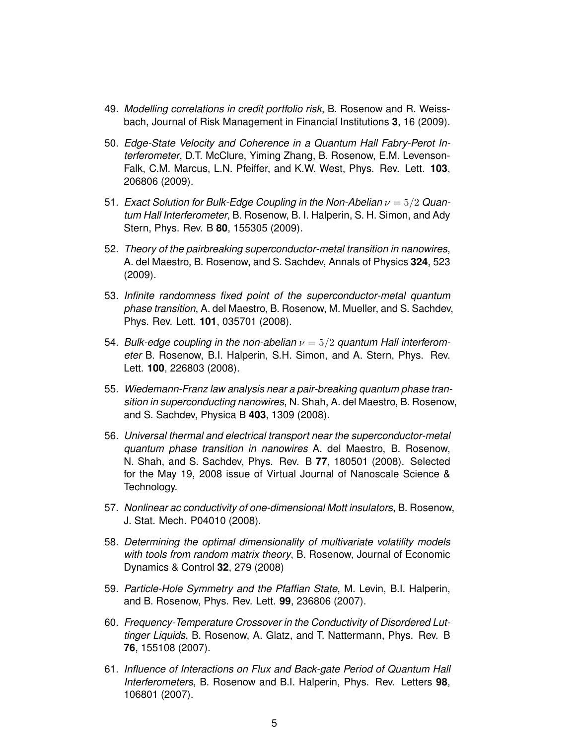49. *Modelling correlations in credit portfolio risk*, B. Rosenow and R. Weissbach, Journal of Risk Management in Financial Institutions **3**, 16 (2009).

50. *Edge-State Velocity and Coherence in a Quantum Hall Fabry-Perot Interferometer*, D.T. McClure, Yiming Zhang, B. Rosenow, E.M. Levenson-Falk, C.M. Marcus, L.N. Pfeiffer, and K.W. West, Phys. Rev. Lett. **103**, 206806 (2009).

51. *Exact Solution for Bulk-Edge Coupling in the Non-Abelian $\nu = 5/2$ Quantum Hall Interferometer*, B. Rosenow, B. I. Halperin, S. H. Simon, and Ady Stern, Phys. Rev. B **80**, 155305 (2009).

52. *Theory of the pairbreaking superconductor-metal transition in nanowires*, A. del Maestro, B. Rosenow, and S. Sachdev, Annals of Physics **324**, 523 (2009).

53. *Infinite randomness fixed point of the superconductor-metal quantum phase transition*, A. del Maestro, B. Rosenow, M. Mueller, and S. Sachdev, Phys. Rev. Lett. **101**, 035701 (2008).

54. *Bulk-edge coupling in the non-abelian $\nu = 5/2$ quantum Hall interferometer* B. Rosenow, B.I. Halperin, S.H. Simon, and A. Stern, Phys. Rev. Lett. **100**, 226803 (2008).

55. *Wiedemann-Franz law analysis near a pair-breaking quantum phase transition in superconducting nanowires*, N. Shah, A. del Maestro, B. Rosenow, and S. Sachdev, Physica B **403**, 1309 (2008).

56. *Universal thermal and electrical transport near the superconductor-metal quantum phase transition in nanowires* A. del Maestro, B. Rosenow, N. Shah, and S. Sachdev, Phys. Rev. B **77**, 180501 (2008). Selected for the May 19, 2008 issue of Virtual Journal of Nanoscale Science & Technology.

57. *Nonlinear ac conductivity of one-dimensional Mott insulators*, B. Rosenow, J. Stat. Mech. P04010 (2008).

58. *Determining the optimal dimensionality of multivariate volatility models with tools from random matrix theory*, B. Rosenow, Journal of Economic Dynamics & Control **32**, 279 (2008)

59. *Particle-Hole Symmetry and the Pfaffian State*, M. Levin, B.I. Halperin, and B. Rosenow, Phys. Rev. Lett. **99**, 236806 (2007).

60. *Frequency-Temperature Crossover in the Conductivity of Disordered Luttinger Liquids*, B. Rosenow, A. Glatz, and T. Nattermann, Phys. Rev. B **76**, 155108 (2007).

61. *Influence of Interactions on Flux and Back-gate Period of Quantum Hall Interferometers*, B. Rosenow and B.I. Halperin, Phys. Rev. Letters **98**, 106801 (2007).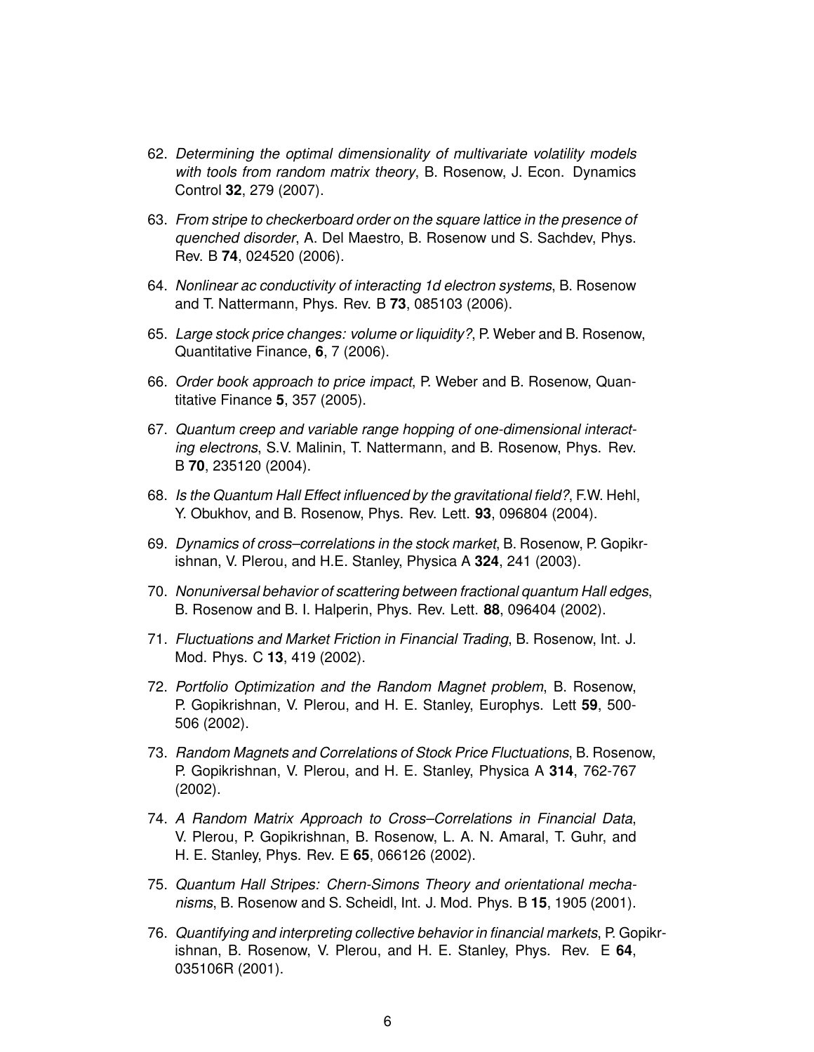62. *Determining the optimal dimensionality of multivariate volatility models with tools from random matrix theory*, B. Rosenow, J. Econ. Dynamics Control **32**, 279 (2007).

63. *From stripe to checkerboard order on the square lattice in the presence of quenched disorder*, A. Del Maestro, B. Rosenow und S. Sachdev, Phys. Rev. B **74**, 024520 (2006).

64. *Nonlinear ac conductivity of interacting 1d electron systems*, B. Rosenow and T. Nattermann, Phys. Rev. B **73**, 085103 (2006).

65. *Large stock price changes: volume or liquidity?*, P. Weber and B. Rosenow, Quantitative Finance, **6**, 7 (2006).

66. *Order book approach to price impact*, P. Weber and B. Rosenow, Quantitative Finance **5**, 357 (2005).

67. *Quantum creep and variable range hopping of one-dimensional interacting electrons*, S.V. Malinin, T. Nattermann, and B. Rosenow, Phys. Rev. B **70**, 235120 (2004).

68. *Is the Quantum Hall Effect influenced by the gravitational field?*, F.W. Hehl, Y. Obukhov, and B. Rosenow, Phys. Rev. Lett. **93**, 096804 (2004).

69. *Dynamics of cross–correlations in the stock market*, B. Rosenow, P. Gopikrishnan, V. Plerou, and H.E. Stanley, Physica A **324**, 241 (2003).

70. *Nonuniversal behavior of scattering between fractional quantum Hall edges*, B. Rosenow and B. I. Halperin, Phys. Rev. Lett. **88**, 096404 (2002).

71. *Fluctuations and Market Friction in Financial Trading*, B. Rosenow, Int. J. Mod. Phys. C **13**, 419 (2002).

72. *Portfolio Optimization and the Random Magnet problem*, B. Rosenow, P. Gopikrishnan, V. Plerou, and H. E. Stanley, Europhys. Lett **59**, 500-506 (2002).

73. *Random Magnets and Correlations of Stock Price Fluctuations*, B. Rosenow, P. Gopikrishnan, V. Plerou, and H. E. Stanley, Physica A **314**, 762-767 (2002).

74. *A Random Matrix Approach to Cross–Correlations in Financial Data*, V. Plerou, P. Gopikrishnan, B. Rosenow, L. A. N. Amaral, T. Guhr, and H. E. Stanley, Phys. Rev. E **65**, 066126 (2002).

75. *Quantum Hall Stripes: Chern-Simons Theory and orientational mechanisms*, B. Rosenow and S. Scheidl, Int. J. Mod. Phys. B **15**, 1905 (2001).

76. *Quantifying and interpreting collective behavior in financial markets*, P. Gopikrishnan, B. Rosenow, V. Plerou, and H. E. Stanley, Phys. Rev. E **64**, 035106R (2001).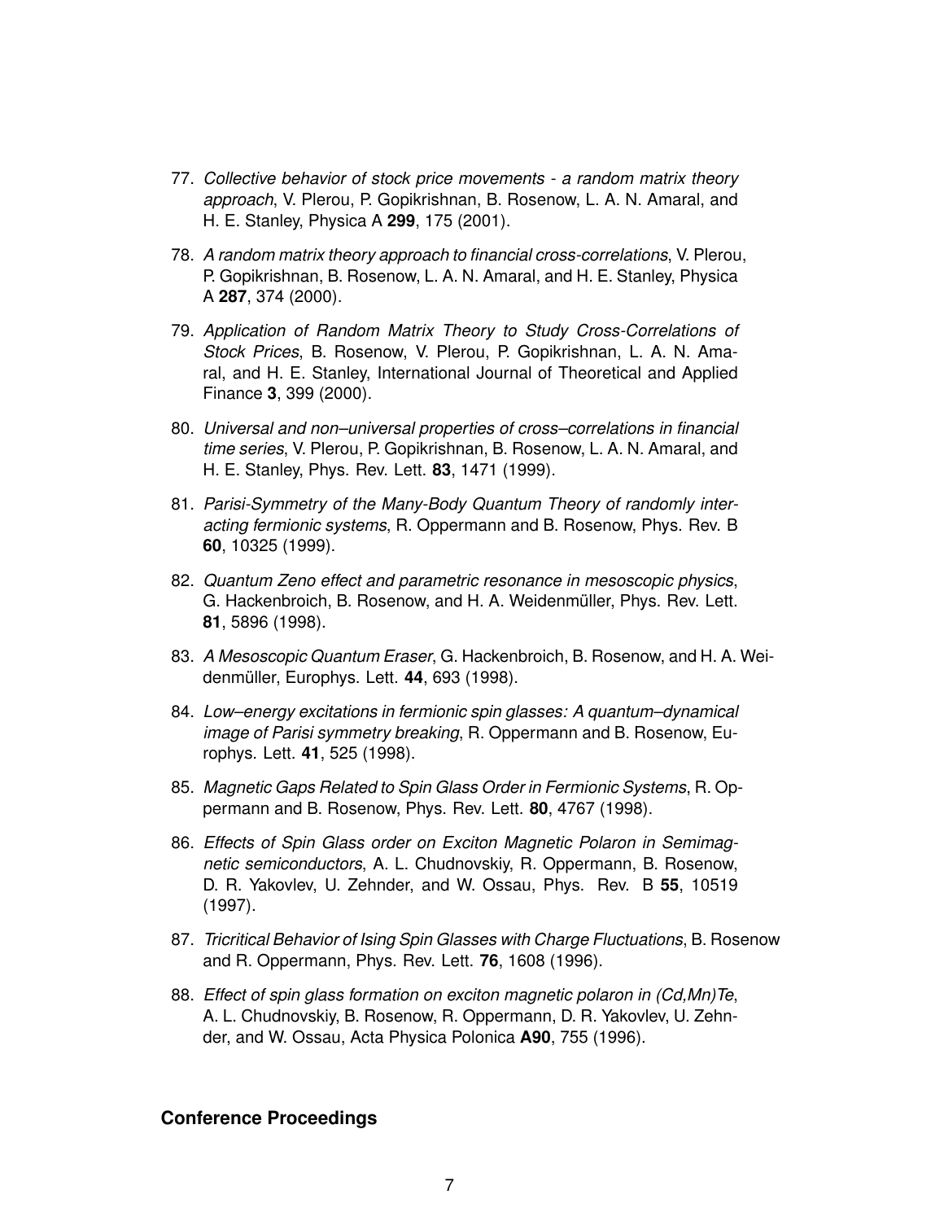77. *Collective behavior of stock price movements - a random matrix theory approach*, V. Plerou, P. Gopikrishnan, B. Rosenow, L. A. N. Amaral, and H. E. Stanley, Physica A **299**, 175 (2001).

78. *A random matrix theory approach to financial cross-correlations*, V. Plerou, P. Gopikrishnan, B. Rosenow, L. A. N. Amaral, and H. E. Stanley, Physica A **287**, 374 (2000).

79. *Application of Random Matrix Theory to Study Cross-Correlations of Stock Prices*, B. Rosenow, V. Plerou, P. Gopikrishnan, L. A. N. Amaral, and H. E. Stanley, International Journal of Theoretical and Applied Finance **3**, 399 (2000).

80. *Universal and non–universal properties of cross–correlations in financial time series*, V. Plerou, P. Gopikrishnan, B. Rosenow, L. A. N. Amaral, and H. E. Stanley, Phys. Rev. Lett. **83**, 1471 (1999).

81. *Parisi-Symmetry of the Many-Body Quantum Theory of randomly interacting fermionic systems*, R. Oppermann and B. Rosenow, Phys. Rev. B **60**, 10325 (1999).

82. *Quantum Zeno effect and parametric resonance in mesoscopic physics*, G. Hackenbroich, B. Rosenow, and H. A. Weidenmüller, Phys. Rev. Lett. **81**, 5896 (1998).

83. *A Mesoscopic Quantum Eraser*, G. Hackenbroich, B. Rosenow, and H. A. Weidenmüller, Europhys. Lett. **44**, 693 (1998).

84. *Low–energy excitations in fermionic spin glasses: A quantum–dynamical image of Parisi symmetry breaking*, R. Oppermann and B. Rosenow, Europhys. Lett. **41**, 525 (1998).

85. *Magnetic Gaps Related to Spin Glass Order in Fermionic Systems*, R. Oppermann and B. Rosenow, Phys. Rev. Lett. **80**, 4767 (1998).

86. *Effects of Spin Glass order on Exciton Magnetic Polaron in Semimagnetic semiconductors*, A. L. Chudnovskiy, R. Oppermann, B. Rosenow, D. R. Yakovlev, U. Zehnder, and W. Ossau, Phys. Rev. B **55**, 10519 (1997).

87. *Tricritical Behavior of Ising Spin Glasses with Charge Fluctuations*, B. Rosenow and R. Oppermann, Phys. Rev. Lett. **76**, 1608 (1996).

88. *Effect of spin glass formation on exciton magnetic polaron in (Cd,Mn)Te*, A. L. Chudnovskiy, B. Rosenow, R. Oppermann, D. R. Yakovlev, U. Zehnder, and W. Ossau, Acta Physica Polonica **A90**, 755 (1996).

## Conference Proceedings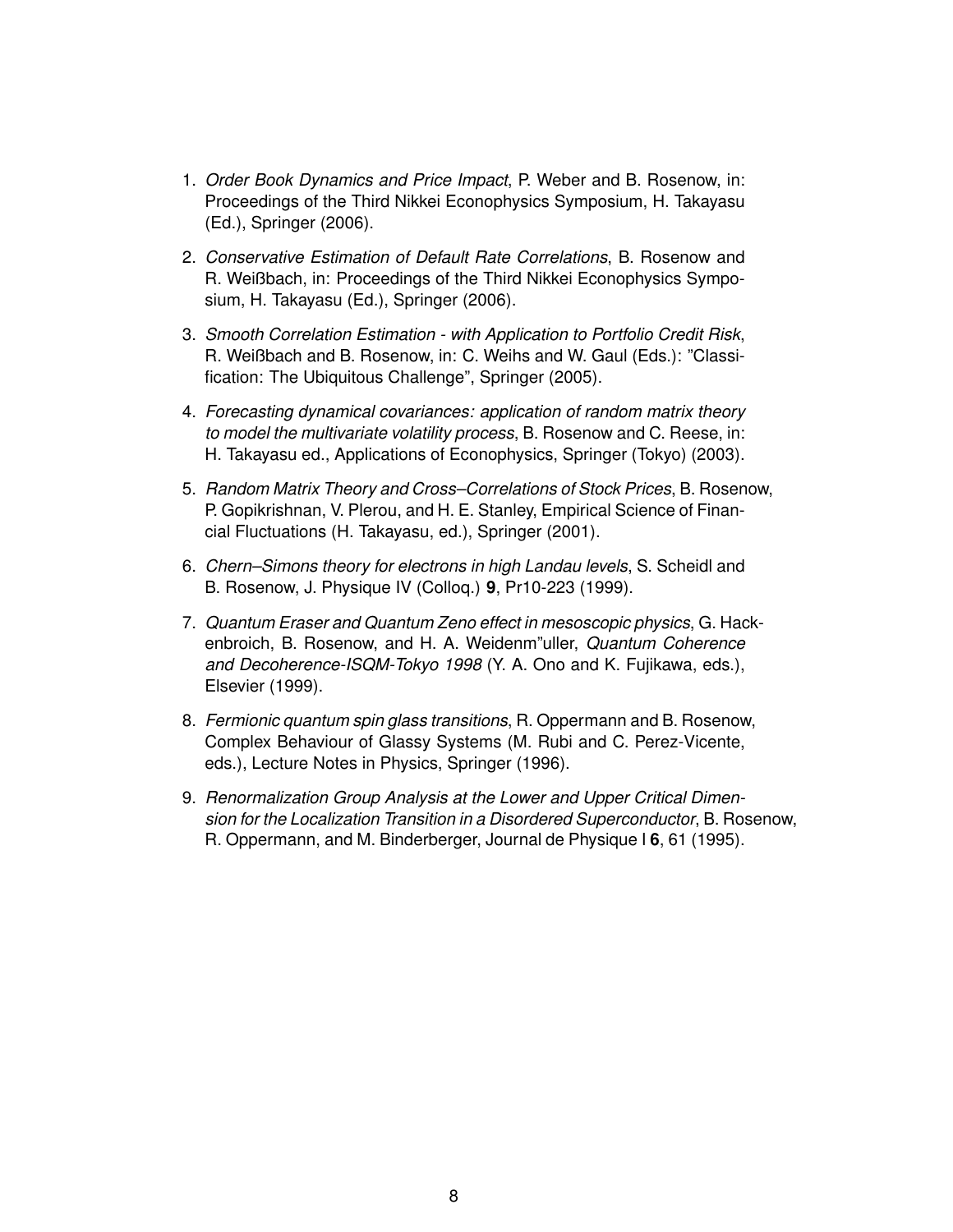1. *Order Book Dynamics and Price Impact*, P. Weber and B. Rosenow, in: Proceedings of the Third Nikkei Econophysics Symposium, H. Takayasu (Ed.), Springer (2006).

2. *Conservative Estimation of Default Rate Correlations*, B. Rosenow and R. Weißbach, in: Proceedings of the Third Nikkei Econophysics Symposium, H. Takayasu (Ed.), Springer (2006).

3. *Smooth Correlation Estimation - with Application to Portfolio Credit Risk*, R. Weißbach and B. Rosenow, in: C. Weihs and W. Gaul (Eds.): "Classification: The Ubiquitous Challenge", Springer (2005).

4. *Forecasting dynamical covariances: application of random matrix theory to model the multivariate volatility process*, B. Rosenow and C. Reese, in: H. Takayasu ed., Applications of Econophysics, Springer (Tokyo) (2003).

5. *Random Matrix Theory and Cross–Correlations of Stock Prices*, B. Rosenow, P. Gopikrishnan, V. Plerou, and H. E. Stanley, Empirical Science of Financial Fluctuations (H. Takayasu, ed.), Springer (2001).

6. *Chern–Simons theory for electrons in high Landau levels*, S. Scheidl and B. Rosenow, J. Physique IV (Colloq.) **9**, Pr10-223 (1999).

7. *Quantum Eraser and Quantum Zeno effect in mesoscopic physics*, G. Hackenbroich, B. Rosenow, and H. A. Weidenm"uller, *Quantum Coherence and Decoherence-ISQM-Tokyo 1998* (Y. A. Ono and K. Fujikawa, eds.), Elsevier (1999).

8. *Fermionic quantum spin glass transitions*, R. Oppermann and B. Rosenow, Complex Behaviour of Glassy Systems (M. Rubi and C. Perez-Vicente, eds.), Lecture Notes in Physics, Springer (1996).

9. *Renormalization Group Analysis at the Lower and Upper Critical Dimension for the Localization Transition in a Disordered Superconductor*, B. Rosenow, R. Oppermann, and M. Binderberger, Journal de Physique I **6**, 61 (1995).